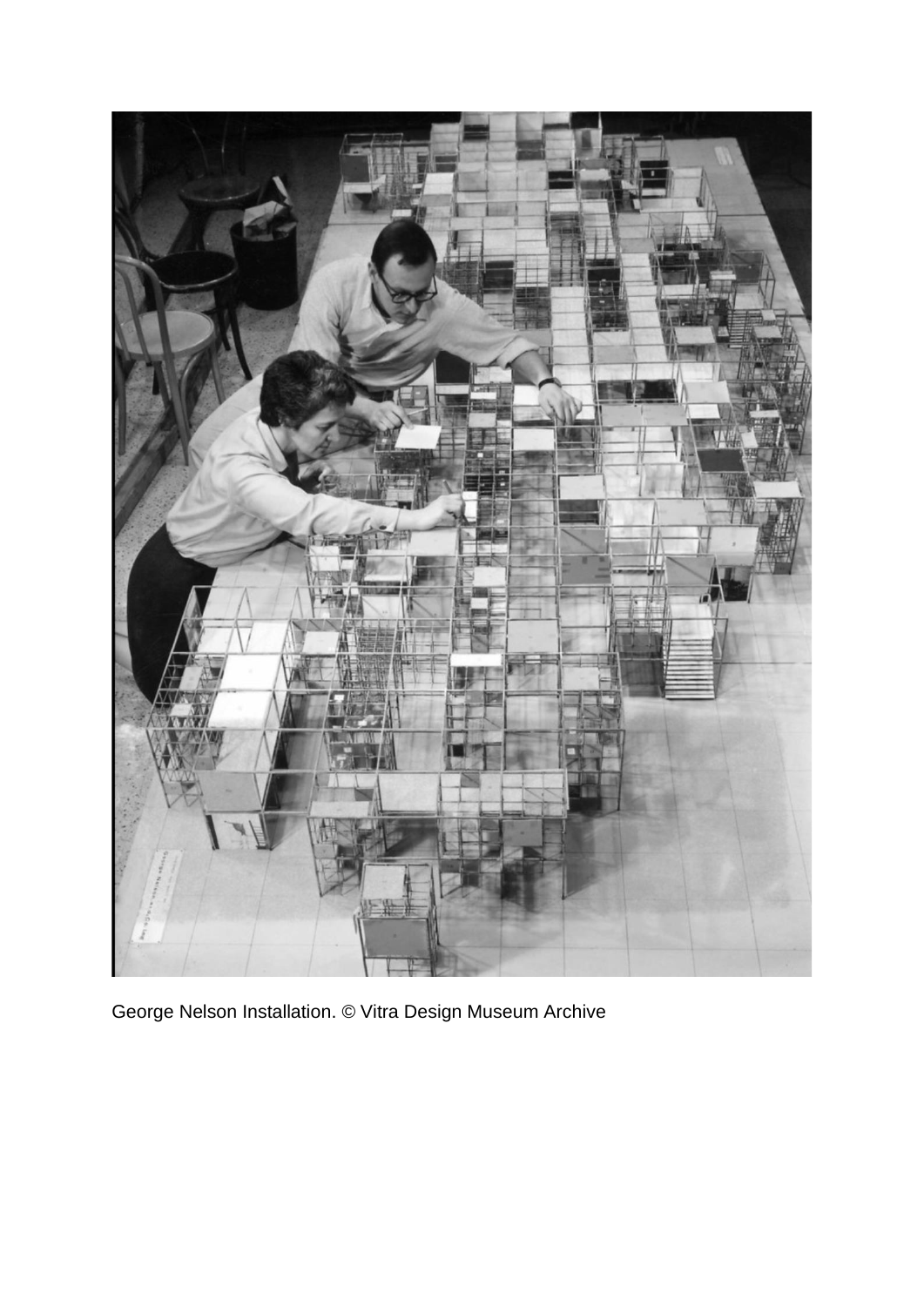George Nelson Installation. © Vitra Design Museum Archive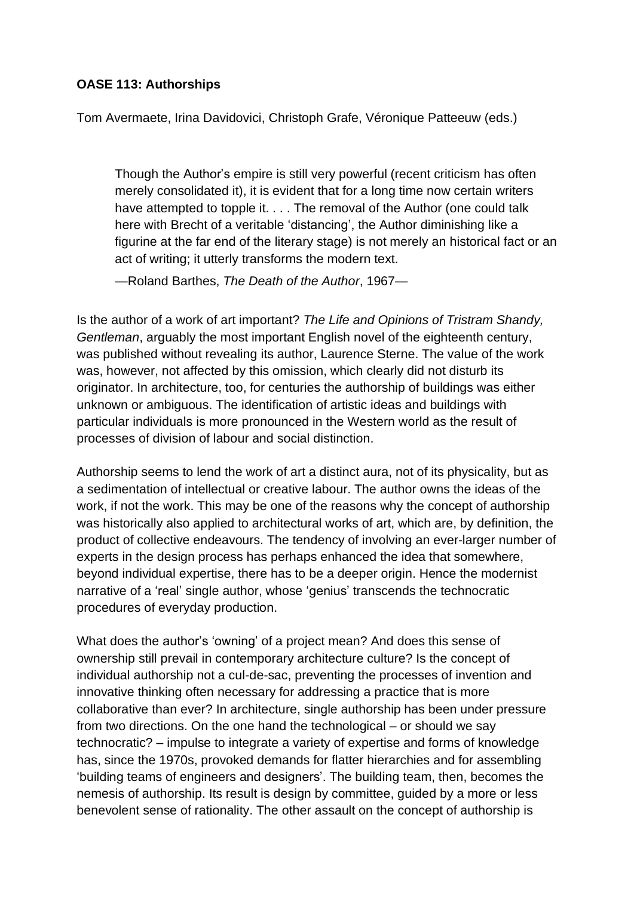**OASE 113: Authorships**

Tom Avermaete, Irina Davidovici, Christoph Grafe, Véronique Patteeuw (eds.)

> Though the Author's empire is still very powerful (recent criticism has often merely consolidated it), it is evident that for a long time now certain writers have attempted to topple it. . . . The removal of the Author (one could talk here with Brecht of a veritable 'distancing', the Author diminishing like a figurine at the far end of the literary stage) is not merely an historical fact or an act of writing; it utterly transforms the modern text.
>
> —Roland Barthes, *The Death of the Author*, 1967—

Is the author of a work of art important? *The Life and Opinions of Tristram Shandy, Gentleman*, arguably the most important English novel of the eighteenth century, was published without revealing its author, Laurence Sterne. The value of the work was, however, not affected by this omission, which clearly did not disturb its originator. In architecture, too, for centuries the authorship of buildings was either unknown or ambiguous. The identification of artistic ideas and buildings with particular individuals is more pronounced in the Western world as the result of processes of division of labour and social distinction.

Authorship seems to lend the work of art a distinct aura, not of its physicality, but as a sedimentation of intellectual or creative labour. The author owns the ideas of the work, if not the work. This may be one of the reasons why the concept of authorship was historically also applied to architectural works of art, which are, by definition, the product of collective endeavours. The tendency of involving an ever-larger number of experts in the design process has perhaps enhanced the idea that somewhere, beyond individual expertise, there has to be a deeper origin. Hence the modernist narrative of a 'real' single author, whose 'genius' transcends the technocratic procedures of everyday production.

What does the author's 'owning' of a project mean? And does this sense of ownership still prevail in contemporary architecture culture? Is the concept of individual authorship not a cul-de-sac, preventing the processes of invention and innovative thinking often necessary for addressing a practice that is more collaborative than ever? In architecture, single authorship has been under pressure from two directions. On the one hand the technological – or should we say technocratic? – impulse to integrate a variety of expertise and forms of knowledge has, since the 1970s, provoked demands for flatter hierarchies and for assembling 'building teams of engineers and designers'. The building team, then, becomes the nemesis of authorship. Its result is design by committee, guided by a more or less benevolent sense of rationality. The other assault on the concept of authorship is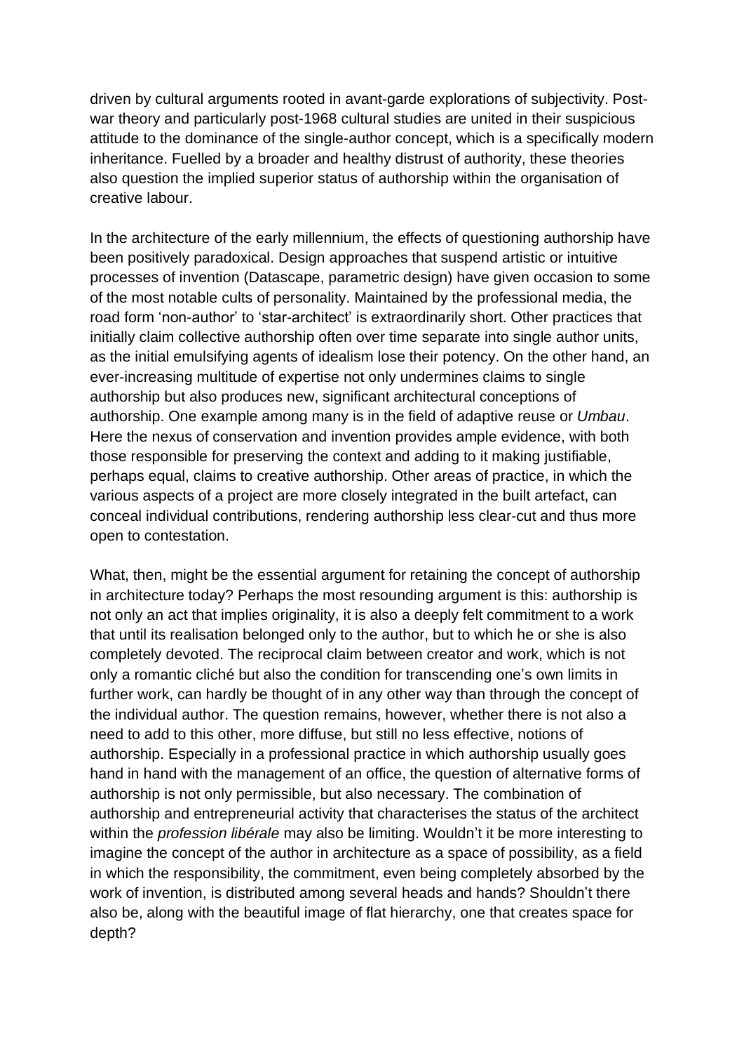driven by cultural arguments rooted in avant-garde explorations of subjectivity. Post-war theory and particularly post-1968 cultural studies are united in their suspicious attitude to the dominance of the single-author concept, which is a specifically modern inheritance. Fuelled by a broader and healthy distrust of authority, these theories also question the implied superior status of authorship within the organisation of creative labour.

In the architecture of the early millennium, the effects of questioning authorship have been positively paradoxical. Design approaches that suspend artistic or intuitive processes of invention (Datascape, parametric design) have given occasion to some of the most notable cults of personality. Maintained by the professional media, the road form 'non-author' to 'star-architect' is extraordinarily short. Other practices that initially claim collective authorship often over time separate into single author units, as the initial emulsifying agents of idealism lose their potency. On the other hand, an ever-increasing multitude of expertise not only undermines claims to single authorship but also produces new, significant architectural conceptions of authorship. One example among many is in the field of adaptive reuse or *Umbau*. Here the nexus of conservation and invention provides ample evidence, with both those responsible for preserving the context and adding to it making justifiable, perhaps equal, claims to creative authorship. Other areas of practice, in which the various aspects of a project are more closely integrated in the built artefact, can conceal individual contributions, rendering authorship less clear-cut and thus more open to contestation.

What, then, might be the essential argument for retaining the concept of authorship in architecture today? Perhaps the most resounding argument is this: authorship is not only an act that implies originality, it is also a deeply felt commitment to a work that until its realisation belonged only to the author, but to which he or she is also completely devoted. The reciprocal claim between creator and work, which is not only a romantic cliché but also the condition for transcending one's own limits in further work, can hardly be thought of in any other way than through the concept of the individual author. The question remains, however, whether there is not also a need to add to this other, more diffuse, but still no less effective, notions of authorship. Especially in a professional practice in which authorship usually goes hand in hand with the management of an office, the question of alternative forms of authorship is not only permissible, but also necessary. The combination of authorship and entrepreneurial activity that characterises the status of the architect within the *profession libérale* may also be limiting. Wouldn't it be more interesting to imagine the concept of the author in architecture as a space of possibility, as a field in which the responsibility, the commitment, even being completely absorbed by the work of invention, is distributed among several heads and hands? Shouldn't there also be, along with the beautiful image of flat hierarchy, one that creates space for depth?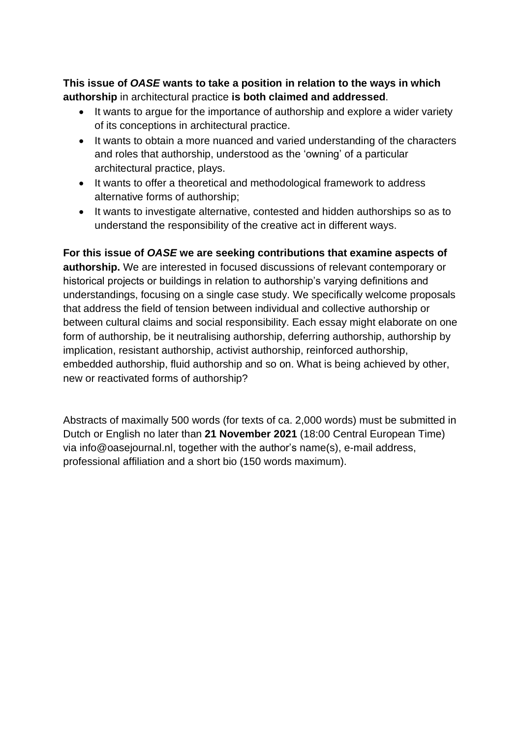**This issue of *OASE* wants to take a position in relation to the ways in which authorship** in architectural practice **is both claimed and addressed**.

- It wants to argue for the importance of authorship and explore a wider variety of its conceptions in architectural practice.
- It wants to obtain a more nuanced and varied understanding of the characters and roles that authorship, understood as the 'owning' of a particular architectural practice, plays.
- It wants to offer a theoretical and methodological framework to address alternative forms of authorship;
- It wants to investigate alternative, contested and hidden authorships so as to understand the responsibility of the creative act in different ways.

**For this issue of *OASE* we are seeking contributions that examine aspects of authorship.** We are interested in focused discussions of relevant contemporary or historical projects or buildings in relation to authorship's varying definitions and understandings, focusing on a single case study. We specifically welcome proposals that address the field of tension between individual and collective authorship or between cultural claims and social responsibility. Each essay might elaborate on one form of authorship, be it neutralising authorship, deferring authorship, authorship by implication, resistant authorship, activist authorship, reinforced authorship, embedded authorship, fluid authorship and so on. What is being achieved by other, new or reactivated forms of authorship?

Abstracts of maximally 500 words (for texts of ca. 2,000 words) must be submitted in Dutch or English no later than **21 November 2021** (18:00 Central European Time) via info@oasejournal.nl, together with the author's name(s), e-mail address, professional affiliation and a short bio (150 words maximum).